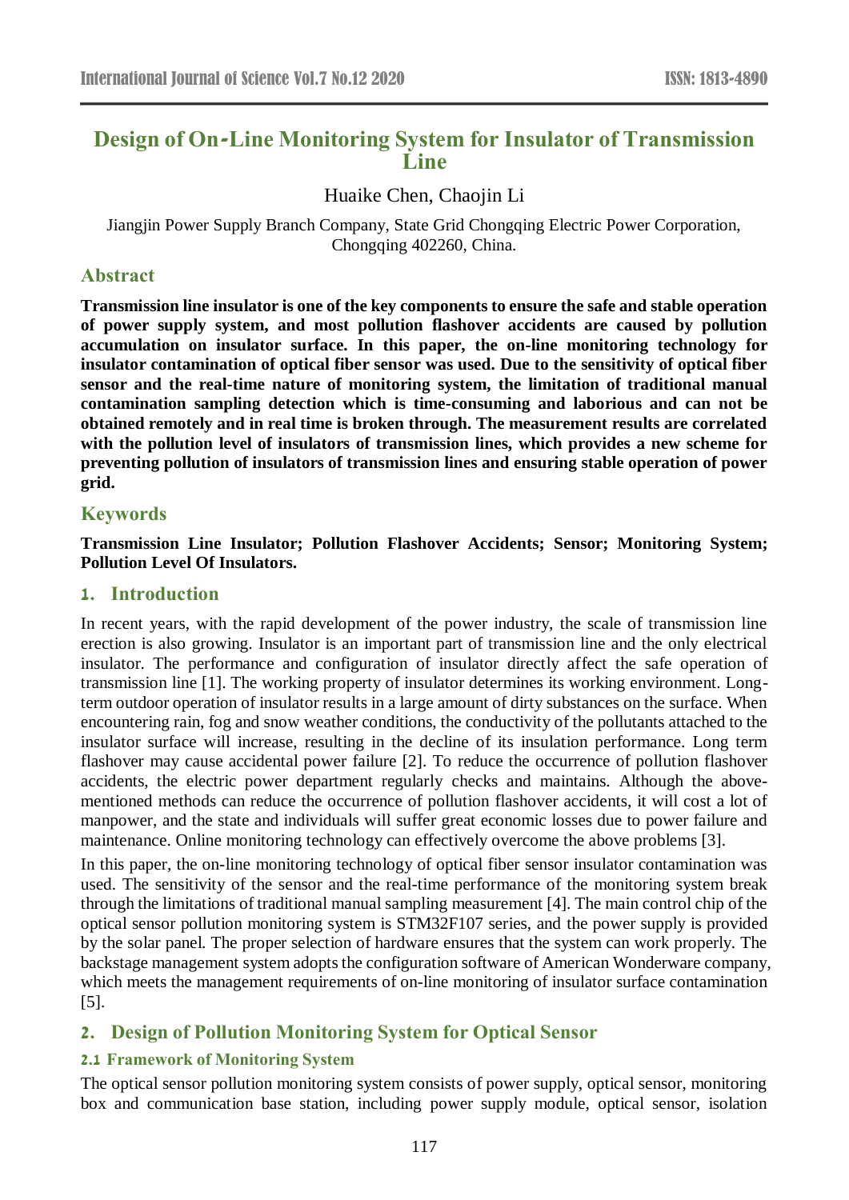# Design of On-Line Monitoring System for Insulator of Transmission Line

Huaike Chen, Chaojin Li

Jiangjin Power Supply Branch Company, State Grid Chongqing Electric Power Corporation, Chongqing 402260, China.

## Abstract

**Transmission line insulator is one of the key components to ensure the safe and stable operation of power supply system, and most pollution flashover accidents are caused by pollution accumulation on insulator surface. In this paper, the on-line monitoring technology for insulator contamination of optical fiber sensor was used. Due to the sensitivity of optical fiber sensor and the real-time nature of monitoring system, the limitation of traditional manual contamination sampling detection which is time-consuming and laborious and can not be obtained remotely and in real time is broken through. The measurement results are correlated with the pollution level of insulators of transmission lines, which provides a new scheme for preventing pollution of insulators of transmission lines and ensuring stable operation of power grid.**

## Keywords

**Transmission Line Insulator; Pollution Flashover Accidents; Sensor; Monitoring System; Pollution Level Of Insulators.**

## 1. Introduction

In recent years, with the rapid development of the power industry, the scale of transmission line erection is also growing. Insulator is an important part of transmission line and the only electrical insulator. The performance and configuration of insulator directly affect the safe operation of transmission line [1]. The working property of insulator determines its working environment. Long-term outdoor operation of insulator results in a large amount of dirty substances on the surface. When encountering rain, fog and snow weather conditions, the conductivity of the pollutants attached to the insulator surface will increase, resulting in the decline of its insulation performance. Long term flashover may cause accidental power failure [2]. To reduce the occurrence of pollution flashover accidents, the electric power department regularly checks and maintains. Although the above-mentioned methods can reduce the occurrence of pollution flashover accidents, it will cost a lot of manpower, and the state and individuals will suffer great economic losses due to power failure and maintenance. Online monitoring technology can effectively overcome the above problems [3].

In this paper, the on-line monitoring technology of optical fiber sensor insulator contamination was used. The sensitivity of the sensor and the real-time performance of the monitoring system break through the limitations of traditional manual sampling measurement [4]. The main control chip of the optical sensor pollution monitoring system is STM32F107 series, and the power supply is provided by the solar panel. The proper selection of hardware ensures that the system can work properly. The backstage management system adopts the configuration software of American Wonderware company, which meets the management requirements of on-line monitoring of insulator surface contamination [5].

## 2. Design of Pollution Monitoring System for Optical Sensor

### 2.1 Framework of Monitoring System

The optical sensor pollution monitoring system consists of power supply, optical sensor, monitoring box and communication base station, including power supply module, optical sensor, isolation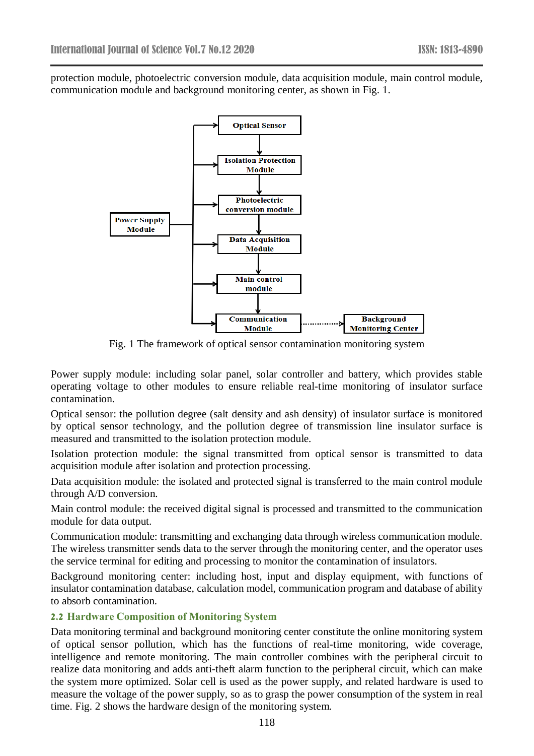protection module, photoelectric conversion module, data acquisition module, main control module, communication module and background monitoring center, as shown in Fig. 1.

Fig. 1 The framework of optical sensor contamination monitoring system

Power supply module: including solar panel, solar controller and battery, which provides stable operating voltage to other modules to ensure reliable real-time monitoring of insulator surface contamination.

Optical sensor: the pollution degree (salt density and ash density) of insulator surface is monitored by optical sensor technology, and the pollution degree of transmission line insulator surface is measured and transmitted to the isolation protection module.

Isolation protection module: the signal transmitted from optical sensor is transmitted to data acquisition module after isolation and protection processing.

Data acquisition module: the isolated and protected signal is transferred to the main control module through A/D conversion.

Main control module: the received digital signal is processed and transmitted to the communication module for data output.

Communication module: transmitting and exchanging data through wireless communication module. The wireless transmitter sends data to the server through the monitoring center, and the operator uses the service terminal for editing and processing to monitor the contamination of insulators.

Background monitoring center: including host, input and display equipment, with functions of insulator contamination database, calculation model, communication program and database of ability to absorb contamination.

### 2.2 Hardware Composition of Monitoring System

Data monitoring terminal and background monitoring center constitute the online monitoring system of optical sensor pollution, which has the functions of real-time monitoring, wide coverage, intelligence and remote monitoring. The main controller combines with the peripheral circuit to realize data monitoring and adds anti-theft alarm function to the peripheral circuit, which can make the system more optimized. Solar cell is used as the power supply, and related hardware is used to measure the voltage of the power supply, so as to grasp the power consumption of the system in real time. Fig. 2 shows the hardware design of the monitoring system.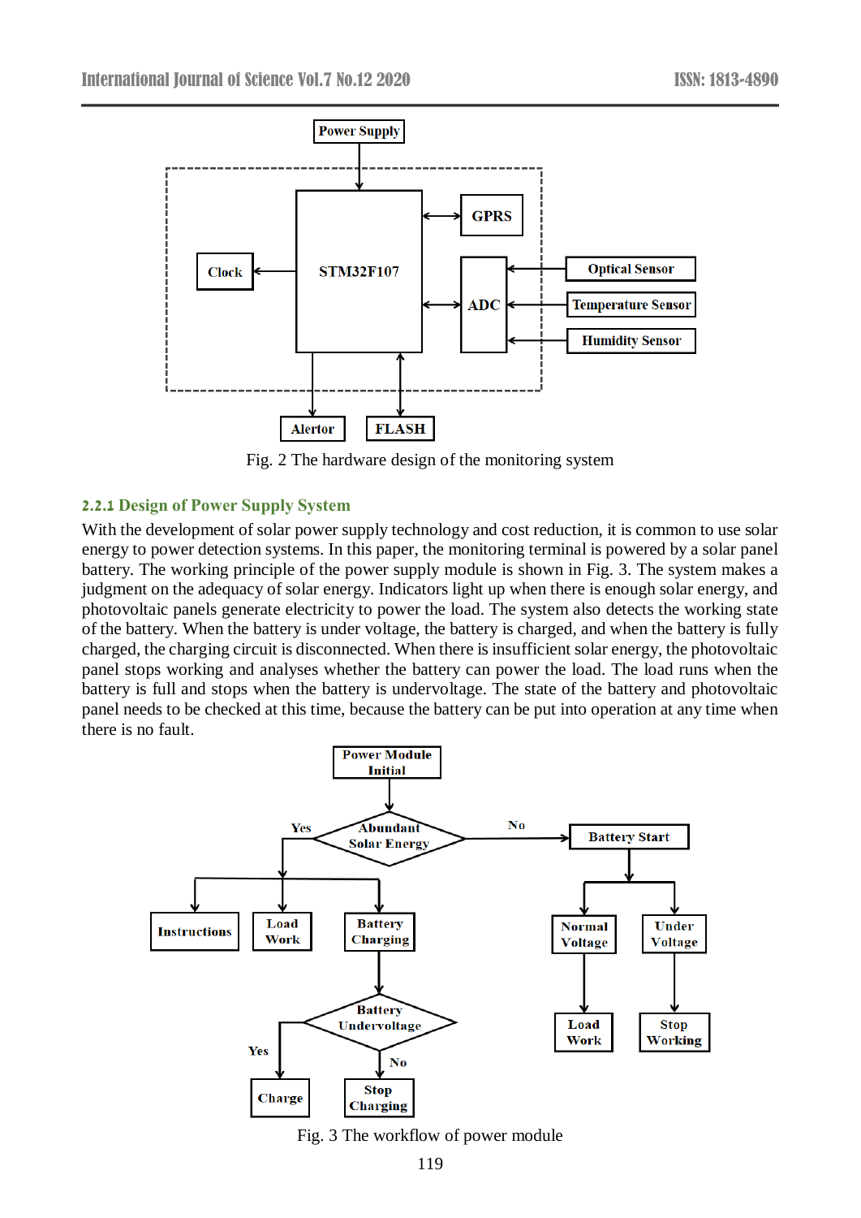Fig. 2 The hardware design of the monitoring system

### 2.2.1 Design of Power Supply System

With the development of solar power supply technology and cost reduction, it is common to use solar energy to power detection systems. In this paper, the monitoring terminal is powered by a solar panel battery. The working principle of the power supply module is shown in Fig. 3. The system makes a judgment on the adequacy of solar energy. Indicators light up when there is enough solar energy, and photovoltaic panels generate electricity to power the load. The system also detects the working state of the battery. When the battery is under voltage, the battery is charged, and when the battery is fully charged, the charging circuit is disconnected. When there is insufficient solar energy, the photovoltaic panel stops working and analyses whether the battery can power the load. The load runs when the battery is full and stops when the battery is undervoltage. The state of the battery and photovoltaic panel needs to be checked at this time, because the battery can be put into operation at any time when there is no fault.

Fig. 3 The workflow of power module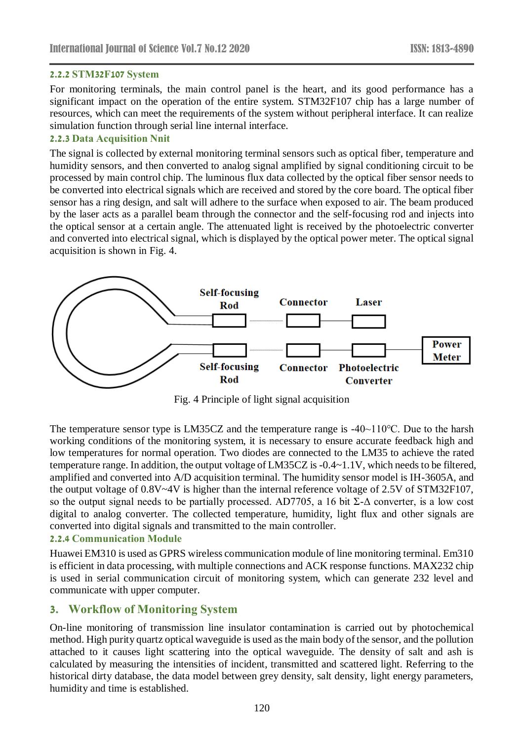### 2.2.2 STM32F107 System

For monitoring terminals, the main control panel is the heart, and its good performance has a significant impact on the operation of the entire system. STM32F107 chip has a large number of resources, which can meet the requirements of the system without peripheral interface. It can realize simulation function through serial line internal interface.

### 2.2.3 Data Acquisition Nnit

The signal is collected by external monitoring terminal sensors such as optical fiber, temperature and humidity sensors, and then converted to analog signal amplified by signal conditioning circuit to be processed by main control chip. The luminous flux data collected by the optical fiber sensor needs to be converted into electrical signals which are received and stored by the core board. The optical fiber sensor has a ring design, and salt will adhere to the surface when exposed to air. The beam produced by the laser acts as a parallel beam through the connector and the self-focusing rod and injects into the optical sensor at a certain angle. The attenuated light is received by the photoelectric converter and converted into electrical signal, which is displayed by the optical power meter. The optical signal acquisition is shown in Fig. 4.

Fig. 4 Principle of light signal acquisition

The temperature sensor type is LM35CZ and the temperature range is -40~110℃. Due to the harsh working conditions of the monitoring system, it is necessary to ensure accurate feedback high and low temperatures for normal operation. Two diodes are connected to the LM35 to achieve the rated temperature range. In addition, the output voltage of LM35CZ is -0.4~1.1V, which needs to be filtered, amplified and converted into A/D acquisition terminal. The humidity sensor model is IH-3605A, and the output voltage of 0.8V~4V is higher than the internal reference voltage of 2.5V of STM32F107, so the output signal needs to be partially processed. AD7705, a 16 bit Σ-Δ converter, is a low cost digital to analog converter. The collected temperature, humidity, light flux and other signals are converted into digital signals and transmitted to the main controller.

### 2.2.4 Communication Module

Huawei EM310 is used as GPRS wireless communication module of line monitoring terminal. Em310 is efficient in data processing, with multiple connections and ACK response functions. MAX232 chip is used in serial communication circuit of monitoring system, which can generate 232 level and communicate with upper computer.

## 3. Workflow of Monitoring System

On-line monitoring of transmission line insulator contamination is carried out by photochemical method. High purity quartz optical waveguide is used as the main body of the sensor, and the pollution attached to it causes light scattering into the optical waveguide. The density of salt and ash is calculated by measuring the intensities of incident, transmitted and scattered light. Referring to the historical dirty database, the data model between grey density, salt density, light energy parameters, humidity and time is established.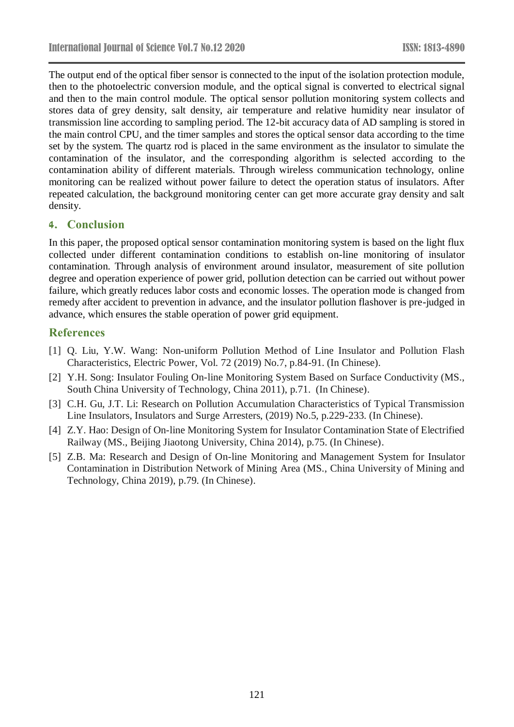The output end of the optical fiber sensor is connected to the input of the isolation protection module, then to the photoelectric conversion module, and the optical signal is converted to electrical signal and then to the main control module. The optical sensor pollution monitoring system collects and stores data of grey density, salt density, air temperature and relative humidity near insulator of transmission line according to sampling period. The 12-bit accuracy data of AD sampling is stored in the main control CPU, and the timer samples and stores the optical sensor data according to the time set by the system. The quartz rod is placed in the same environment as the insulator to simulate the contamination of the insulator, and the corresponding algorithm is selected according to the contamination ability of different materials. Through wireless communication technology, online monitoring can be realized without power failure to detect the operation status of insulators. After repeated calculation, the background monitoring center can get more accurate gray density and salt density.

## 4. Conclusion

In this paper, the proposed optical sensor contamination monitoring system is based on the light flux collected under different contamination conditions to establish on-line monitoring of insulator contamination. Through analysis of environment around insulator, measurement of site pollution degree and operation experience of power grid, pollution detection can be carried out without power failure, which greatly reduces labor costs and economic losses. The operation mode is changed from remedy after accident to prevention in advance, and the insulator pollution flashover is pre-judged in advance, which ensures the stable operation of power grid equipment.

## References

[1] Q. Liu, Y.W. Wang: Non-uniform Pollution Method of Line Insulator and Pollution Flash Characteristics, Electric Power, Vol. 72 (2019) No.7, p.84-91. (In Chinese).

[2] Y.H. Song: Insulator Fouling On-line Monitoring System Based on Surface Conductivity (MS., South China University of Technology, China 2011), p.71. (In Chinese).

[3] C.H. Gu, J.T. Li: Research on Pollution Accumulation Characteristics of Typical Transmission Line Insulators, Insulators and Surge Arresters, (2019) No.5, p.229-233. (In Chinese).

[4] Z.Y. Hao: Design of On-line Monitoring System for Insulator Contamination State of Electrified Railway (MS., Beijing Jiaotong University, China 2014), p.75. (In Chinese).

[5] Z.B. Ma: Research and Design of On-line Monitoring and Management System for Insulator Contamination in Distribution Network of Mining Area (MS., China University of Mining and Technology, China 2019), p.79. (In Chinese).